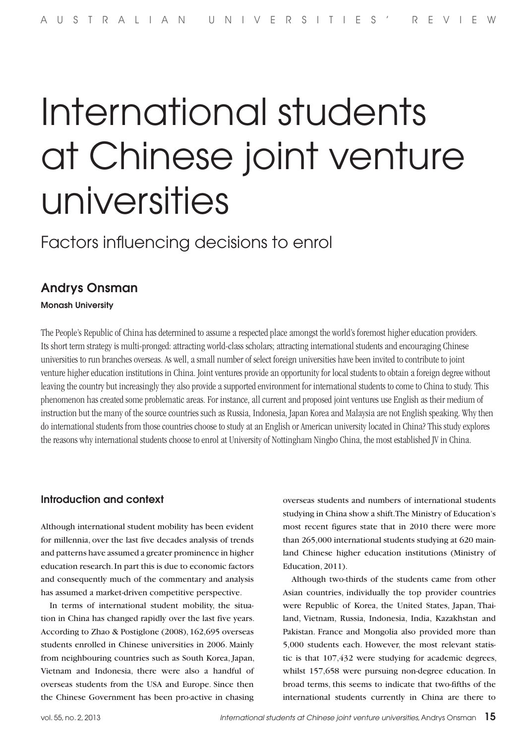# International students at Chinese joint venture universities

## Factors influencing decisions to enrol

### Andrys Onsman

**Monash University**

The People's Republic of China has determined to assume a respected place amongst the world's foremost higher education providers. Its short term strategy is multi-pronged: attracting world-class scholars; attracting international students and encouraging Chinese universities to run branches overseas. As well, a small number of select foreign universities have been invited to contribute to joint venture higher education institutions in China. Joint ventures provide an opportunity for local students to obtain a foreign degree without leaving the country but increasingly they also provide a supported environment for international students to come to China to study. This phenomenon has created some problematic areas. For instance, all current and proposed joint ventures use English as their medium of instruction but the many of the source countries such as Russia, Indonesia, Japan Korea and Malaysia are not English speaking. Why then do international students from those countries choose to study at an English or American university located in China? This study explores the reasons why international students choose to enrol at University of Nottingham Ningbo China, the most established JV in China.

### Introduction and context

Although international student mobility has been evident for millennia, over the last five decades analysis of trends and patterns have assumed a greater prominence in higher education research. In part this is due to economic factors and consequently much of the commentary and analysis has assumed a market-driven competitive perspective.

In terms of international student mobility, the situation in China has changed rapidly over the last five years. According to Zhao & Postiglone (2008), 162,695 overseas students enrolled in Chinese universities in 2006. Mainly from neighbouring countries such as South Korea, Japan, Vietnam and Indonesia, there were also a handful of overseas students from the USA and Europe. Since then the Chinese Government has been pro-active in chasing overseas students and numbers of international students studying in China show a shift. The Ministry of Education's most recent figures state that in 2010 there were more than 265,000 international students studying at 620 mainland Chinese higher education institutions (Ministry of Education, 2011).

Although two-thirds of the students came from other Asian countries, individually the top provider countries were Republic of Korea, the United States, Japan, Thailand, Vietnam, Russia, Indonesia, India, Kazakhstan and Pakistan. France and Mongolia also provided more than 5,000 students each. However, the most relevant statistic is that 107,432 were studying for academic degrees, whilst 157,658 were pursuing non-degree education. In broad terms, this seems to indicate that two-fifths of the international students currently in China are there to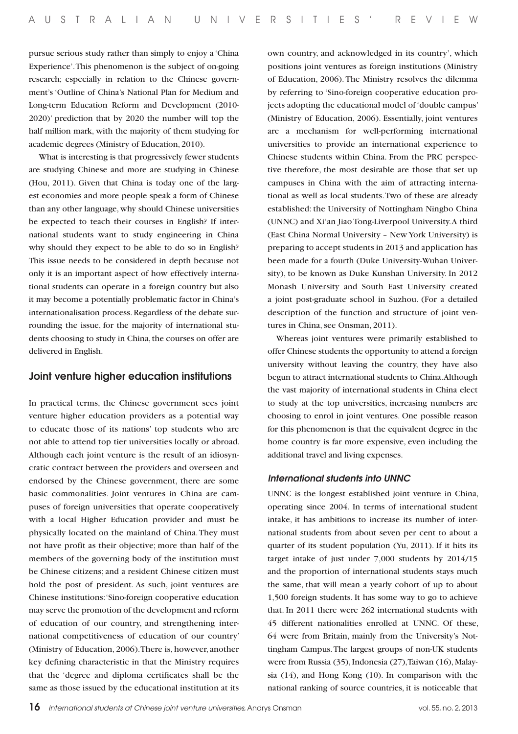pursue serious study rather than simply to enjoy a 'China Experience'. This phenomenon is the subject of on-going research; especially in relation to the Chinese government's 'Outline of China's National Plan for Medium and Long-term Education Reform and Development (2010-2020)' prediction that by 2020 the number will top the half million mark, with the majority of them studying for academic degrees (Ministry of Education, 2010).

What is interesting is that progressively fewer students are studying Chinese and more are studying in Chinese (Hou, 2011). Given that China is today one of the largest economies and more people speak a form of Chinese than any other language, why should Chinese universities be expected to teach their courses in English? If international students want to study engineering in China why should they expect to be able to do so in English? This issue needs to be considered in depth because not only it is an important aspect of how effectively international students can operate in a foreign country but also it may become a potentially problematic factor in China's internationalisation process. Regardless of the debate surrounding the issue, for the majority of international students choosing to study in China, the courses on offer are delivered in English.

## Joint venture higher education institutions

In practical terms, the Chinese government sees joint venture higher education providers as a potential way to educate those of its nations' top students who are not able to attend top tier universities locally or abroad. Although each joint venture is the result of an idiosyncratic contract between the providers and overseen and endorsed by the Chinese government, there are some basic commonalities. Joint ventures in China are campuses of foreign universities that operate cooperatively with a local Higher Education provider and must be physically located on the mainland of China. They must not have profit as their objective; more than half of the members of the governing body of the institution must be Chinese citizens; and a resident Chinese citizen must hold the post of president. As such, joint ventures are Chinese institutions: 'Sino-foreign cooperative education may serve the promotion of the development and reform of education of our country, and strengthening international competitiveness of education of our country' (Ministry of Education, 2006). There is, however, another key defining characteristic in that the Ministry requires that the 'degree and diploma certificates shall be the same as those issued by the educational institution at its own country, and acknowledged in its country', which positions joint ventures as foreign institutions (Ministry of Education, 2006). The Ministry resolves the dilemma by referring to 'Sino-foreign cooperative education projects adopting the educational model of 'double campus' (Ministry of Education, 2006). Essentially, joint ventures are a mechanism for well-performing international universities to provide an international experience to Chinese students within China. From the PRC perspective therefore, the most desirable are those that set up campuses in China with the aim of attracting international as well as local students. Two of these are already established: the University of Nottingham Ningbo China (UNNC) and Xi'an Jiao Tong-Liverpool University. A third (East China Normal University – New York University) is preparing to accept students in 2013 and application has been made for a fourth (Duke University-Wuhan University), to be known as Duke Kunshan University. In 2012 Monash University and South East University created a joint post-graduate school in Suzhou. (For a detailed description of the function and structure of joint ventures in China, see Onsman, 2011).

Whereas joint ventures were primarily established to offer Chinese students the opportunity to attend a foreign university without leaving the country, they have also begun to attract international students to China. Although the vast majority of international students in China elect to study at the top universities, increasing numbers are choosing to enrol in joint ventures. One possible reason for this phenomenon is that the equivalent degree in the home country is far more expensive, even including the additional travel and living expenses.

### *International students into UNNC*

UNNC is the longest established joint venture in China, operating since 2004. In terms of international student intake, it has ambitions to increase its number of international students from about seven per cent to about a quarter of its student population (Yu, 2011). If it hits its target intake of just under 7,000 students by 2014/15 and the proportion of international students stays much the same, that will mean a yearly cohort of up to about 1,500 foreign students. It has some way to go to achieve that. In 2011 there were 262 international students with 45 different nationalities enrolled at UNNC. Of these, 64 were from Britain, mainly from the University's Nottingham Campus. The largest groups of non-UK students were from Russia (35), Indonesia (27), Taiwan (16), Malaysia (14), and Hong Kong (10). In comparison with the national ranking of source countries, it is noticeable that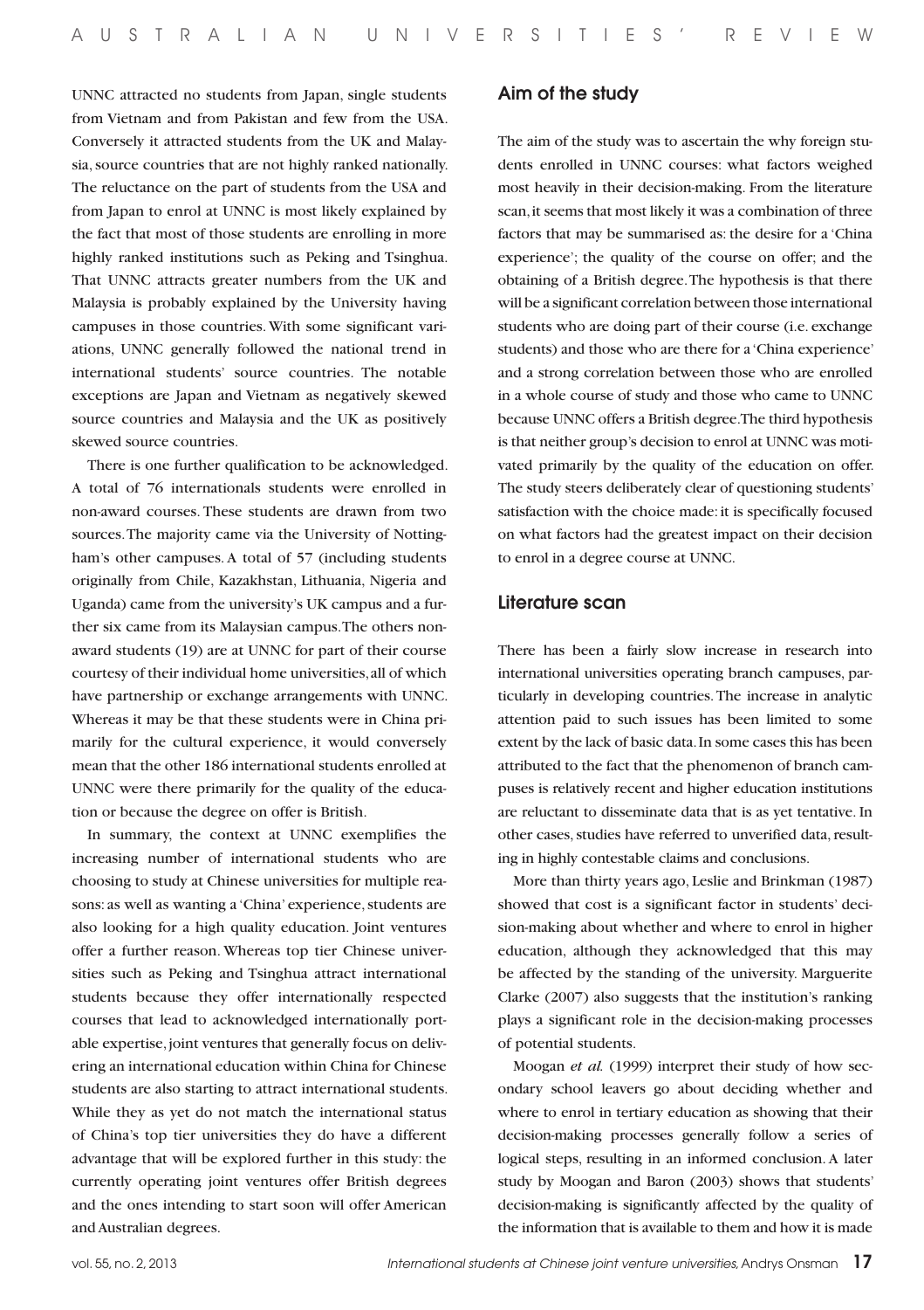UNNC attracted no students from Japan, single students from Vietnam and from Pakistan and few from the USA. Conversely it attracted students from the UK and Malaysia, source countries that are not highly ranked nationally. The reluctance on the part of students from the USA and from Japan to enrol at UNNC is most likely explained by the fact that most of those students are enrolling in more highly ranked institutions such as Peking and Tsinghua. That UNNC attracts greater numbers from the UK and Malaysia is probably explained by the University having campuses in those countries. With some significant variations, UNNC generally followed the national trend in international students' source countries. The notable exceptions are Japan and Vietnam as negatively skewed source countries and Malaysia and the UK as positively skewed source countries.

There is one further qualification to be acknowledged. A total of 76 internationals students were enrolled in non-award courses. These students are drawn from two sources. The majority came via the University of Nottingham's other campuses. A total of 57 (including students originally from Chile, Kazakhstan, Lithuania, Nigeria and Uganda) came from the university's UK campus and a further six came from its Malaysian campus. The others non-award students (19) are at UNNC for part of their course courtesy of their individual home universities, all of which have partnership or exchange arrangements with UNNC. Whereas it may be that these students were in China primarily for the cultural experience, it would conversely mean that the other 186 international students enrolled at UNNC were there primarily for the quality of the education or because the degree on offer is British.

In summary, the context at UNNC exemplifies the increasing number of international students who are choosing to study at Chinese universities for multiple reasons: as well as wanting a 'China' experience, students are also looking for a high quality education. Joint ventures offer a further reason. Whereas top tier Chinese universities such as Peking and Tsinghua attract international students because they offer internationally respected courses that lead to acknowledged internationally portable expertise, joint ventures that generally focus on delivering an international education within China for Chinese students are also starting to attract international students. While they as yet do not match the international status of China's top tier universities they do have a different advantage that will be explored further in this study: the currently operating joint ventures offer British degrees and the ones intending to start soon will offer American and Australian degrees.

## Aim of the study

The aim of the study was to ascertain the why foreign students enrolled in UNNC courses: what factors weighed most heavily in their decision-making. From the literature scan, it seems that most likely it was a combination of three factors that may be summarised as: the desire for a 'China experience'; the quality of the course on offer; and the obtaining of a British degree. The hypothesis is that there will be a significant correlation between those international students who are doing part of their course (i.e. exchange students) and those who are there for a 'China experience' and a strong correlation between those who are enrolled in a whole course of study and those who came to UNNC because UNNC offers a British degree. The third hypothesis is that neither group's decision to enrol at UNNC was motivated primarily by the quality of the education on offer. The study steers deliberately clear of questioning students' satisfaction with the choice made: it is specifically focused on what factors had the greatest impact on their decision to enrol in a degree course at UNNC.

## Literature scan

There has been a fairly slow increase in research into international universities operating branch campuses, particularly in developing countries. The increase in analytic attention paid to such issues has been limited to some extent by the lack of basic data. In some cases this has been attributed to the fact that the phenomenon of branch campuses is relatively recent and higher education institutions are reluctant to disseminate data that is as yet tentative. In other cases, studies have referred to unverified data, resulting in highly contestable claims and conclusions.

More than thirty years ago, Leslie and Brinkman (1987) showed that cost is a significant factor in students' decision-making about whether and where to enrol in higher education, although they acknowledged that this may be affected by the standing of the university. Marguerite Clarke (2007) also suggests that the institution's ranking plays a significant role in the decision-making processes of potential students.

Moogan *et al.* (1999) interpret their study of how secondary school leavers go about deciding whether and where to enrol in tertiary education as showing that their decision-making processes generally follow a series of logical steps, resulting in an informed conclusion. A later study by Moogan and Baron (2003) shows that students' decision-making is significantly affected by the quality of the information that is available to them and how it is made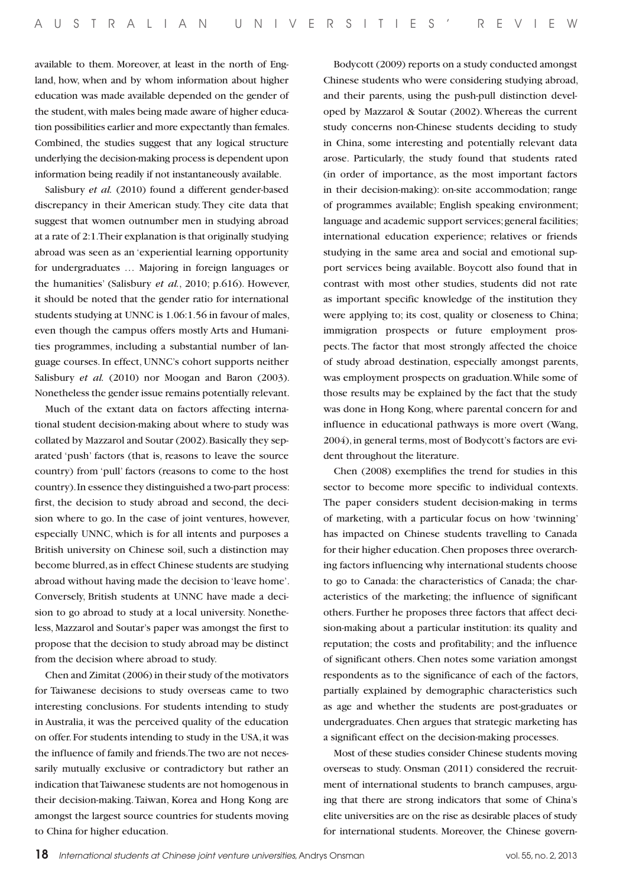available to them. Moreover, at least in the north of England, how, when and by whom information about higher education was made available depended on the gender of the student, with males being made aware of higher education possibilities earlier and more expectantly than females. Combined, the studies suggest that any logical structure underlying the decision-making process is dependent upon information being readily if not instantaneously available.

Salisbury *et al.* (2010) found a different gender-based discrepancy in their American study. They cite data that suggest that women outnumber men in studying abroad at a rate of 2:1. Their explanation is that originally studying abroad was seen as an 'experiential learning opportunity for undergraduates … Majoring in foreign languages or the humanities' (Salisbury *et al.*, 2010; p.616). However, it should be noted that the gender ratio for international students studying at UNNC is 1.06:1.56 in favour of males, even though the campus offers mostly Arts and Humanities programmes, including a substantial number of language courses. In effect, UNNC's cohort supports neither Salisbury *et al.* (2010) nor Moogan and Baron (2003). Nonetheless the gender issue remains potentially relevant.

Much of the extant data on factors affecting international student decision-making about where to study was collated by Mazzarol and Soutar (2002). Basically they separated 'push' factors (that is, reasons to leave the source country) from 'pull' factors (reasons to come to the host country). In essence they distinguished a two-part process: first, the decision to study abroad and second, the decision where to go. In the case of joint ventures, however, especially UNNC, which is for all intents and purposes a British university on Chinese soil, such a distinction may become blurred, as in effect Chinese students are studying abroad without having made the decision to 'leave home'. Conversely, British students at UNNC have made a decision to go abroad to study at a local university. Nonetheless, Mazzarol and Soutar's paper was amongst the first to propose that the decision to study abroad may be distinct from the decision where abroad to study.

Chen and Zimitat (2006) in their study of the motivators for Taiwanese decisions to study overseas came to two interesting conclusions. For students intending to study in Australia, it was the perceived quality of the education on offer. For students intending to study in the USA, it was the influence of family and friends. The two are not necessarily mutually exclusive or contradictory but rather an indication that Taiwanese students are not homogenous in their decision-making. Taiwan, Korea and Hong Kong are amongst the largest source countries for students moving to China for higher education.

Bodycott (2009) reports on a study conducted amongst Chinese students who were considering studying abroad, and their parents, using the push-pull distinction developed by Mazzarol & Soutar (2002). Whereas the current study concerns non-Chinese students deciding to study in China, some interesting and potentially relevant data arose. Particularly, the study found that students rated (in order of importance, as the most important factors in their decision-making): on-site accommodation; range of programmes available; English speaking environment; language and academic support services; general facilities; international education experience; relatives or friends studying in the same area and social and emotional support services being available. Boycott also found that in contrast with most other studies, students did not rate as important specific knowledge of the institution they were applying to; its cost, quality or closeness to China; immigration prospects or future employment prospects. The factor that most strongly affected the choice of study abroad destination, especially amongst parents, was employment prospects on graduation. While some of those results may be explained by the fact that the study was done in Hong Kong, where parental concern for and influence in educational pathways is more overt (Wang, 2004), in general terms, most of Bodycott's factors are evident throughout the literature.

Chen (2008) exemplifies the trend for studies in this sector to become more specific to individual contexts. The paper considers student decision-making in terms of marketing, with a particular focus on how 'twinning' has impacted on Chinese students travelling to Canada for their higher education. Chen proposes three overarching factors influencing why international students choose to go to Canada: the characteristics of Canada; the characteristics of the marketing; the influence of significant others. Further he proposes three factors that affect decision-making about a particular institution: its quality and reputation; the costs and profitability; and the influence of significant others. Chen notes some variation amongst respondents as to the significance of each of the factors, partially explained by demographic characteristics such as age and whether the students are post-graduates or undergraduates. Chen argues that strategic marketing has a significant effect on the decision-making processes.

Most of these studies consider Chinese students moving overseas to study. Onsman (2011) considered the recruitment of international students to branch campuses, arguing that there are strong indicators that some of China's elite universities are on the rise as desirable places of study for international students. Moreover, the Chinese govern-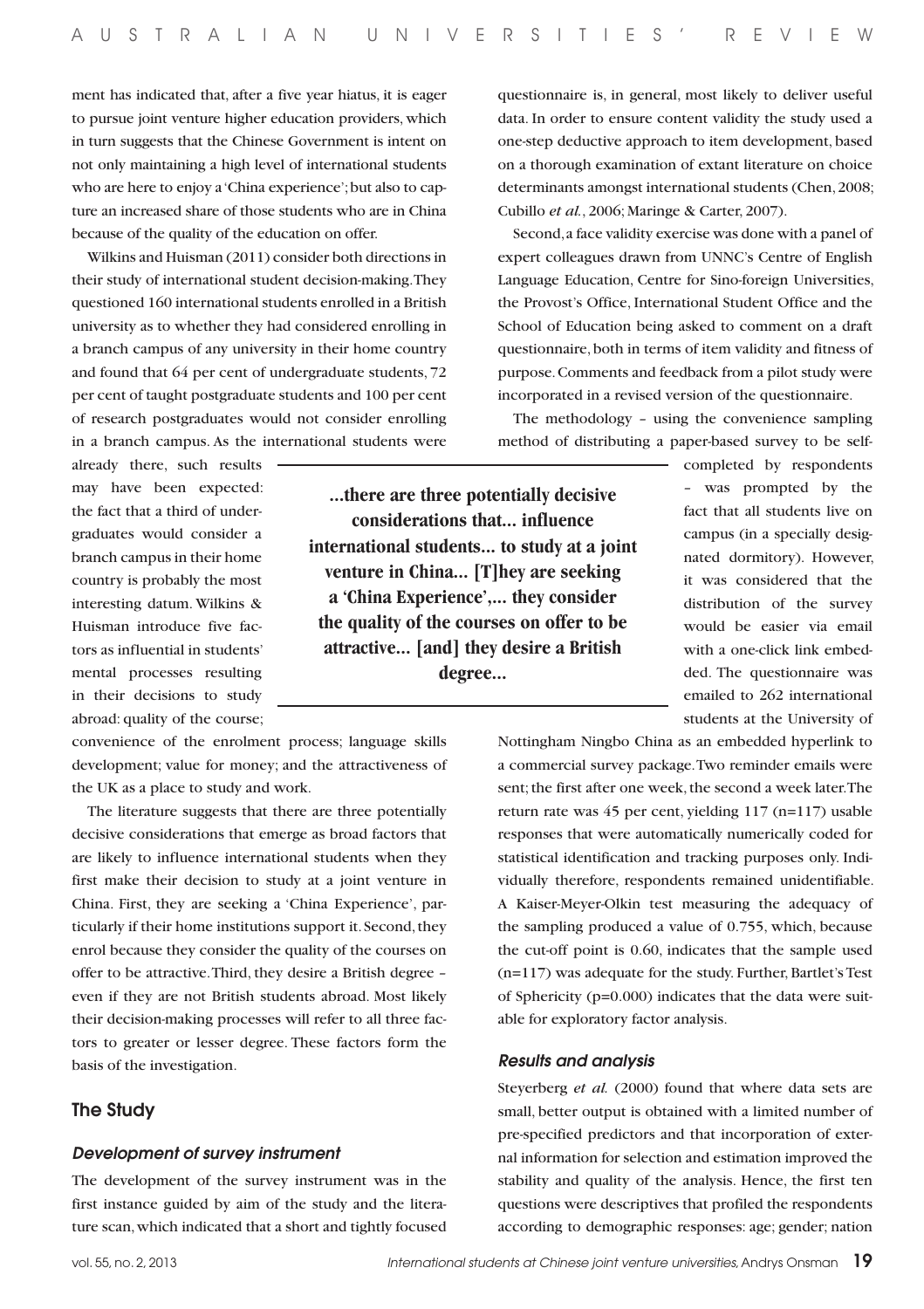ment has indicated that, after a five year hiatus, it is eager to pursue joint venture higher education providers, which in turn suggests that the Chinese Government is intent on not only maintaining a high level of international students who are here to enjoy a 'China experience'; but also to capture an increased share of those students who are in China because of the quality of the education on offer.

Wilkins and Huisman (2011) consider both directions in their study of international student decision-making. They questioned 160 international students enrolled in a British university as to whether they had considered enrolling in a branch campus of any university in their home country and found that 64 per cent of undergraduate students, 72 per cent of taught postgraduate students and 100 per cent of research postgraduates would not consider enrolling in a branch campus. As the international students were already there, such results may have been expected: the fact that a third of undergraduates would consider a branch campus in their home country is probably the most interesting datum. Wilkins & Huisman introduce five factors as influential in students' mental processes resulting in their decisions to study abroad: quality of the course; convenience of the enrolment process; language skills development; value for money; and the attractiveness of the UK as a place to study and work.

> **...there are three potentially decisive considerations that... influence international students... to study at a joint venture in China... [T]hey are seeking a 'China Experience',... they consider the quality of the courses on offer to be attractive... [and] they desire a British degree...**

The literature suggests that there are three potentially decisive considerations that emerge as broad factors that are likely to influence international students when they first make their decision to study at a joint venture in China. First, they are seeking a 'China Experience', particularly if their home institutions support it. Second, they enrol because they consider the quality of the courses on offer to be attractive. Third, they desire a British degree – even if they are not British students abroad. Most likely their decision-making processes will refer to all three factors to greater or lesser degree. These factors form the basis of the investigation.

## The Study

### *Development of survey instrument*

The development of the survey instrument was in the first instance guided by aim of the study and the literature scan, which indicated that a short and tightly focused questionnaire is, in general, most likely to deliver useful data. In order to ensure content validity the study used a one-step deductive approach to item development, based on a thorough examination of extant literature on choice determinants amongst international students (Chen, 2008; Cubillo *et al.*, 2006; Maringe & Carter, 2007).

Second, a face validity exercise was done with a panel of expert colleagues drawn from UNNC's Centre of English Language Education, Centre for Sino-foreign Universities, the Provost's Office, International Student Office and the School of Education being asked to comment on a draft questionnaire, both in terms of item validity and fitness of purpose. Comments and feedback from a pilot study were incorporated in a revised version of the questionnaire.

The methodology – using the convenience sampling method of distributing a paper-based survey to be self-completed by respondents – was prompted by the fact that all students live on campus (in a specially designated dormitory). However, it was considered that the distribution of the survey would be easier via email with a one-click link embedded. The questionnaire was emailed to 262 international students at the University of Nottingham Ningbo China as an embedded hyperlink to a commercial survey package. Two reminder emails were sent; the first after one week, the second a week later. The return rate was 45 per cent, yielding 117 (n=117) usable responses that were automatically numerically coded for statistical identification and tracking purposes only. Individually therefore, respondents remained unidentifiable. A Kaiser-Meyer-Olkin test measuring the adequacy of the sampling produced a value of 0.755, which, because the cut-off point is 0.60, indicates that the sample used (n=117) was adequate for the study. Further, Bartlet's Test of Sphericity (p=0.000) indicates that the data were suitable for exploratory factor analysis.

### *Results and analysis*

Steyerberg *et al.* (2000) found that where data sets are small, better output is obtained with a limited number of pre-specified predictors and that incorporation of external information for selection and estimation improved the stability and quality of the analysis. Hence, the first ten questions were descriptives that profiled the respondents according to demographic responses: age; gender; nation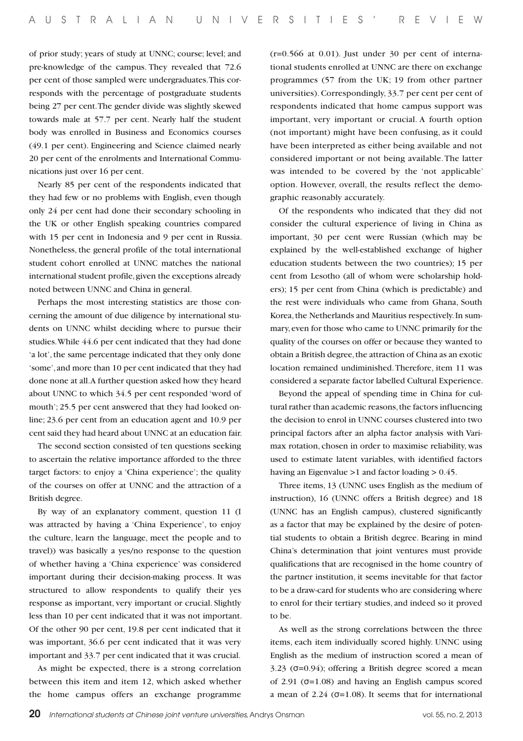of prior study; years of study at UNNC; course; level; and pre-knowledge of the campus. They revealed that 72.6 per cent of those sampled were undergraduates. This corresponds with the percentage of postgraduate students being 27 per cent. The gender divide was slightly skewed towards male at 57.7 per cent. Nearly half the student body was enrolled in Business and Economics courses (49.1 per cent). Engineering and Science claimed nearly 20 per cent of the enrolments and International Communications just over 16 per cent.

Nearly 85 per cent of the respondents indicated that they had few or no problems with English, even though only 24 per cent had done their secondary schooling in the UK or other English speaking countries compared with 15 per cent in Indonesia and 9 per cent in Russia. Nonetheless, the general profile of the total international student cohort enrolled at UNNC matches the national international student profile, given the exceptions already noted between UNNC and China in general.

Perhaps the most interesting statistics are those concerning the amount of due diligence by international students on UNNC whilst deciding where to pursue their studies. While 44.6 per cent indicated that they had done 'a lot', the same percentage indicated that they only done 'some', and more than 10 per cent indicated that they had done none at all. A further question asked how they heard about UNNC to which 34.5 per cent responded 'word of mouth'; 25.5 per cent answered that they had looked online; 23.6 per cent from an education agent and 10.9 per cent said they had heard about UNNC at an education fair.

The second section consisted of ten questions seeking to ascertain the relative importance afforded to the three target factors: to enjoy a 'China experience'; the quality of the courses on offer at UNNC and the attraction of a British degree.

By way of an explanatory comment, question 11 (I was attracted by having a 'China Experience', to enjoy the culture, learn the language, meet the people and to travel)) was basically a yes/no response to the question of whether having a 'China experience' was considered important during their decision-making process. It was structured to allow respondents to qualify their yes response as important, very important or crucial. Slightly less than 10 per cent indicated that it was not important. Of the other 90 per cent, 19.8 per cent indicated that it was important, 36.6 per cent indicated that it was very important and 33.7 per cent indicated that it was crucial.

As might be expected, there is a strong correlation between this item and item 12, which asked whether the home campus offers an exchange programme ($r=0.566$ at 0.01). Just under 30 per cent of international students enrolled at UNNC are there on exchange programmes (57 from the UK; 19 from other partner universities). Correspondingly, 33.7 per cent per cent of respondents indicated that home campus support was important, very important or crucial. A fourth option (not important) might have been confusing, as it could have been interpreted as either being available and not considered important or not being available. The latter was intended to be covered by the 'not applicable' option. However, overall, the results reflect the demographic reasonably accurately.

Of the respondents who indicated that they did not consider the cultural experience of living in China as important, 30 per cent were Russian (which may be explained by the well-established exchange of higher education students between the two countries); 15 per cent from Lesotho (all of whom were scholarship holders); 15 per cent from China (which is predictable) and the rest were individuals who came from Ghana, South Korea, the Netherlands and Mauritius respectively. In summary, even for those who came to UNNC primarily for the quality of the courses on offer or because they wanted to obtain a British degree, the attraction of China as an exotic location remained undiminished. Therefore, item 11 was considered a separate factor labelled Cultural Experience.

Beyond the appeal of spending time in China for cultural rather than academic reasons, the factors influencing the decision to enrol in UNNC courses clustered into two principal factors after an alpha factor analysis with Varimax rotation, chosen in order to maximise reliability, was used to estimate latent variables, with identified factors having an Eigenvalue >1 and factor loading > 0.45.

Three items, 13 (UNNC uses English as the medium of instruction), 16 (UNNC offers a British degree) and 18 (UNNC has an English campus), clustered significantly as a factor that may be explained by the desire of potential students to obtain a British degree. Bearing in mind China's determination that joint ventures must provide qualifications that are recognised in the home country of the partner institution, it seems inevitable for that factor to be a draw-card for students who are considering where to enrol for their tertiary studies, and indeed so it proved to be.

As well as the strong correlations between the three items, each item individually scored highly. UNNC using English as the medium of instruction scored a mean of 3.23 ($\sigma=0.94$); offering a British degree scored a mean of 2.91 ($\sigma=1.08$) and having an English campus scored a mean of 2.24 ($\sigma=1.08$). It seems that for international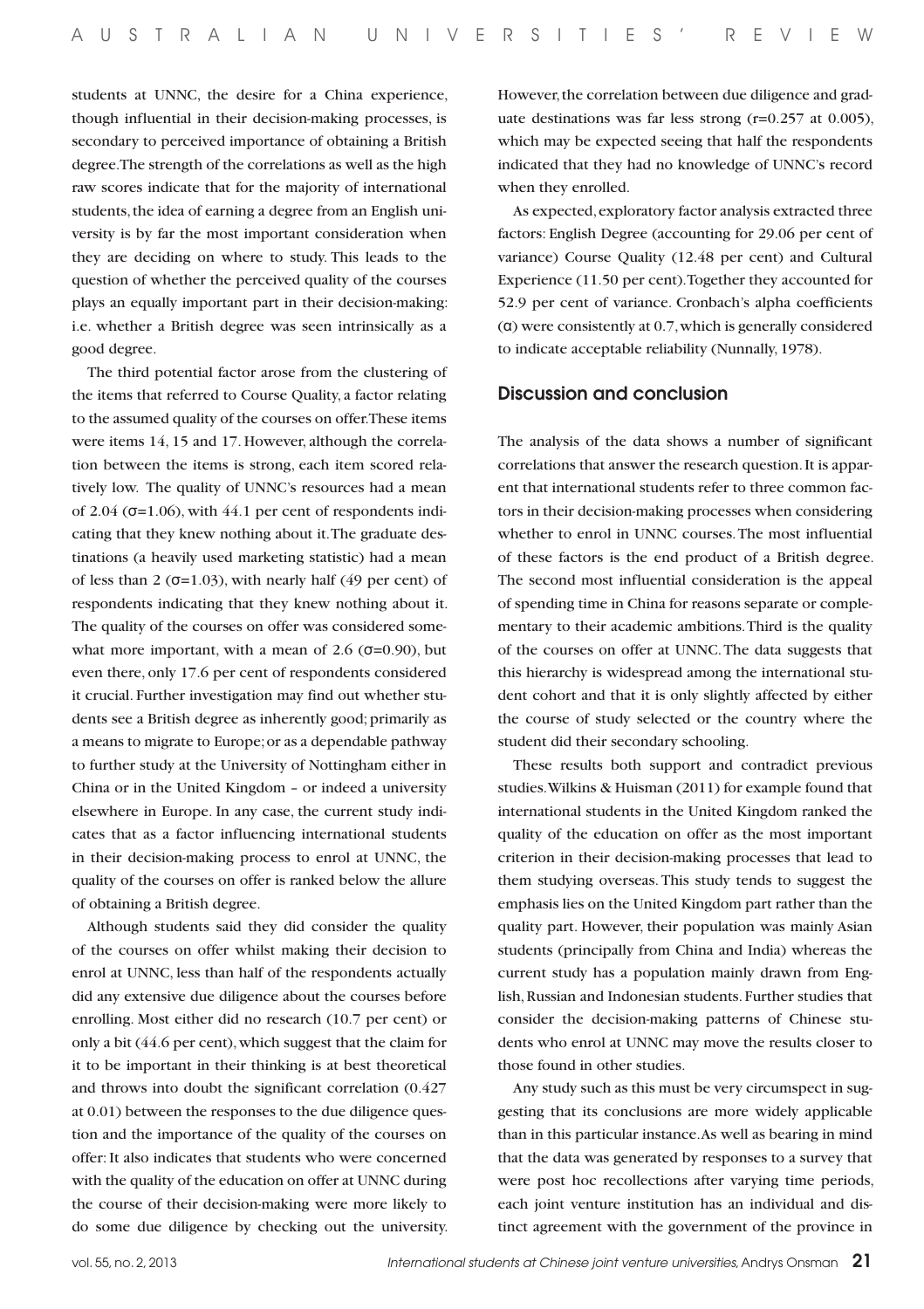students at UNNC, the desire for a China experience, though influential in their decision-making processes, is secondary to perceived importance of obtaining a British degree. The strength of the correlations as well as the high raw scores indicate that for the majority of international students, the idea of earning a degree from an English university is by far the most important consideration when they are deciding on where to study. This leads to the question of whether the perceived quality of the courses plays an equally important part in their decision-making: i.e. whether a British degree was seen intrinsically as a good degree.

The third potential factor arose from the clustering of the items that referred to Course Quality, a factor relating to the assumed quality of the courses on offer. These items were items 14, 15 and 17. However, although the correlation between the items is strong, each item scored relatively low. The quality of UNNC's resources had a mean of 2.04 ($\sigma$=1.06), with 44.1 per cent of respondents indicating that they knew nothing about it. The graduate destinations (a heavily used marketing statistic) had a mean of less than 2 ($\sigma$=1.03), with nearly half (49 per cent) of respondents indicating that they knew nothing about it. The quality of the courses on offer was considered somewhat more important, with a mean of 2.6 ($\sigma$=0.90), but even there, only 17.6 per cent of respondents considered it crucial. Further investigation may find out whether students see a British degree as inherently good; primarily as a means to migrate to Europe; or as a dependable pathway to further study at the University of Nottingham either in China or in the United Kingdom – or indeed a university elsewhere in Europe. In any case, the current study indicates that as a factor influencing international students in their decision-making process to enrol at UNNC, the quality of the courses on offer is ranked below the allure of obtaining a British degree.

Although students said they did consider the quality of the courses on offer whilst making their decision to enrol at UNNC, less than half of the respondents actually did any extensive due diligence about the courses before enrolling. Most either did no research (10.7 per cent) or only a bit (44.6 per cent), which suggest that the claim for it to be important in their thinking is at best theoretical and throws into doubt the significant correlation (0.427 at 0.01) between the responses to the due diligence question and the importance of the quality of the courses on offer: It also indicates that students who were concerned with the quality of the education on offer at UNNC during the course of their decision-making were more likely to do some due diligence by checking out the university. However, the correlation between due diligence and graduate destinations was far less strong (r=0.257 at 0.005), which may be expected seeing that half the respondents indicated that they had no knowledge of UNNC's record when they enrolled.

As expected, exploratory factor analysis extracted three factors: English Degree (accounting for 29.06 per cent of variance) Course Quality (12.48 per cent) and Cultural Experience (11.50 per cent). Together they accounted for 52.9 per cent of variance. Cronbach's alpha coefficients ($\alpha$) were consistently at 0.7, which is generally considered to indicate acceptable reliability (Nunnally, 1978).

## Discussion and conclusion

The analysis of the data shows a number of significant correlations that answer the research question. It is apparent that international students refer to three common factors in their decision-making processes when considering whether to enrol in UNNC courses. The most influential of these factors is the end product of a British degree. The second most influential consideration is the appeal of spending time in China for reasons separate or complementary to their academic ambitions. Third is the quality of the courses on offer at UNNC. The data suggests that this hierarchy is widespread among the international student cohort and that it is only slightly affected by either the course of study selected or the country where the student did their secondary schooling.

These results both support and contradict previous studies. Wilkins & Huisman (2011) for example found that international students in the United Kingdom ranked the quality of the education on offer as the most important criterion in their decision-making processes that lead to them studying overseas. This study tends to suggest the emphasis lies on the United Kingdom part rather than the quality part. However, their population was mainly Asian students (principally from China and India) whereas the current study has a population mainly drawn from English, Russian and Indonesian students. Further studies that consider the decision-making patterns of Chinese students who enrol at UNNC may move the results closer to those found in other studies.

Any study such as this must be very circumspect in suggesting that its conclusions are more widely applicable than in this particular instance. As well as bearing in mind that the data was generated by responses to a survey that were post hoc recollections after varying time periods, each joint venture institution has an individual and distinct agreement with the government of the province in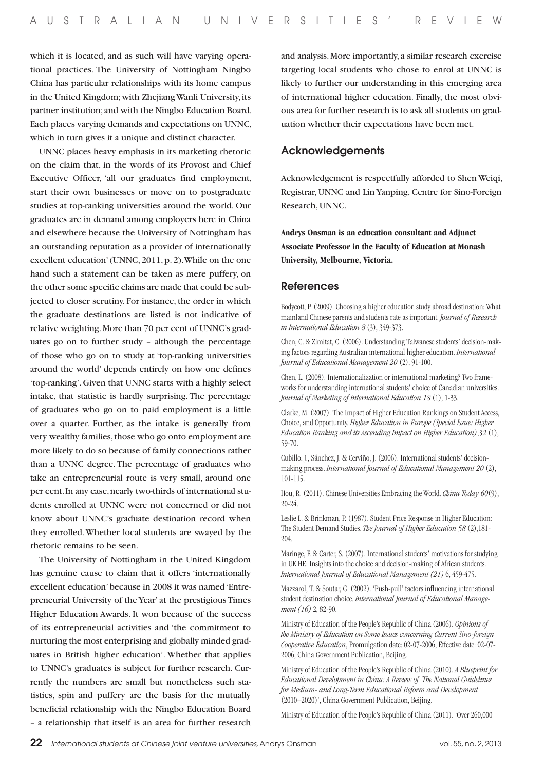which it is located, and as such will have varying operational practices. The University of Nottingham Ningbo China has particular relationships with its home campus in the United Kingdom; with Zhejiang Wanli University, its partner institution; and with the Ningbo Education Board. Each places varying demands and expectations on UNNC, which in turn gives it a unique and distinct character.

UNNC places heavy emphasis in its marketing rhetoric on the claim that, in the words of its Provost and Chief Executive Officer, 'all our graduates find employment, start their own businesses or move on to postgraduate studies at top-ranking universities around the world. Our graduates are in demand among employers here in China and elsewhere because the University of Nottingham has an outstanding reputation as a provider of internationally excellent education' (UNNC, 2011, p. 2). While on the one hand such a statement can be taken as mere puffery, on the other some specific claims are made that could be subjected to closer scrutiny. For instance, the order in which the graduate destinations are listed is not indicative of relative weighting. More than 70 per cent of UNNC's graduates go on to further study – although the percentage of those who go on to study at 'top-ranking universities around the world' depends entirely on how one defines 'top-ranking'. Given that UNNC starts with a highly select intake, that statistic is hardly surprising. The percentage of graduates who go on to paid employment is a little over a quarter. Further, as the intake is generally from very wealthy families, those who go onto employment are more likely to do so because of family connections rather than a UNNC degree. The percentage of graduates who take an entrepreneurial route is very small, around one per cent. In any case, nearly two-thirds of international students enrolled at UNNC were not concerned or did not know about UNNC's graduate destination record when they enrolled. Whether local students are swayed by the rhetoric remains to be seen.

The University of Nottingham in the United Kingdom has genuine cause to claim that it offers 'internationally excellent education' because in 2008 it was named 'Entrepreneurial University of the Year' at the prestigious Times Higher Education Awards. It won because of the success of its entrepreneurial activities and 'the commitment to nurturing the most enterprising and globally minded graduates in British higher education'. Whether that applies to UNNC's graduates is subject for further research. Currently the numbers are small but nonetheless such statistics, spin and puffery are the basis for the mutually beneficial relationship with the Ningbo Education Board – a relationship that itself is an area for further research and analysis. More importantly, a similar research exercise targeting local students who chose to enrol at UNNC is likely to further our understanding in this emerging area of international higher education. Finally, the most obvious area for further research is to ask all students on graduation whether their expectations have been met.

## Acknowledgements

Acknowledgement is respectfully afforded to Shen Weiqi, Registrar, UNNC and Lin Yanping, Centre for Sino-Foreign Research, UNNC.

**Andrys Onsman is an education consultant and Adjunct Associate Professor in the Faculty of Education at Monash University, Melbourne, Victoria.**

## References

Bodycott, P. (2009). Choosing a higher education study abroad destination: What mainland Chinese parents and students rate as important. *Journal of Research in International Education 8* (3), 349-373.

Chen, C. & Zimitat, C. (2006). Understanding Taiwanese students' decision-making factors regarding Australian international higher education. *International Journal of Educational Management 20* (2), 91-100.

Chen, L. (2008). Internationalization or international marketing? Two frameworks for understanding international students' choice of Canadian universities. *Journal of Marketing of International Education 18* (1), 1-33.

Clarke, M. (2007). The Impact of Higher Education Rankings on Student Access, Choice, and Opportunity. *Higher Education in Europe (Special Issue: Higher Education Ranking and its Ascending Impact on Higher Education) 32* (1), 59-70.

Cubillo, J., Sánchez, J. & Cerviño, J. (2006). International students' decision-making process. *International Journal of Educational Management 20* (2), 101-115.

Hou, R. (2011). Chinese Universities Embracing the World. *China Today 60*(9), 20-24.

Leslie L. & Brinkman, P. (1987). Student Price Response in Higher Education: The Student Demand Studies. *The Journal of Higher Education 58* (2),181-204.

Maringe, F. & Carter, S. (2007). International students' motivations for studying in UK HE: Insights into the choice and decision-making of African students. *International Journal of Educational Management (21)* 6, 459-475.

Mazzarol, T. & Soutar, G. (2002). 'Push-pull' factors influencing international student destination choice. *International Journal of Educational Management (16)* 2, 82-90.

Ministry of Education of the People's Republic of China (2006). *Opinions of the Ministry of Education on Some Issues concerning Current Sino-foreign Cooperative Education*, Promulgation date: 02-07-2006, Effective date: 02-07-2006, China Government Publication, Beijing.

Ministry of Education of the People's Republic of China (2010). *A Blueprint for Educational Development in China: A Review of 'The National Guidelines for Medium- and Long-Term Educational Reform and Development* (2010–2020)', China Government Publication, Beijing.

Ministry of Education of the People's Republic of China (2011). 'Over 260,000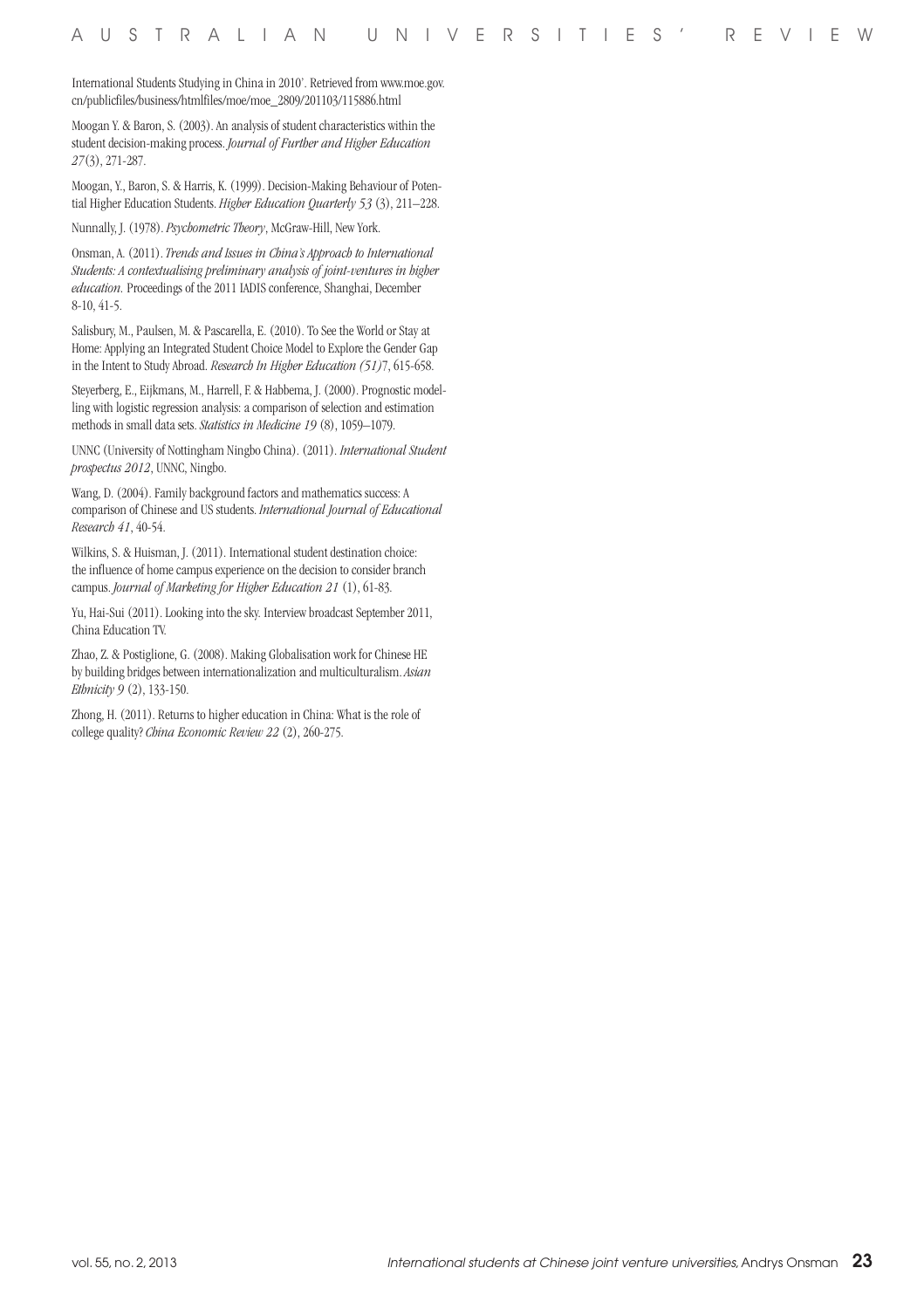International Students Studying in China in 2010'. Retrieved from www.moe.gov.cn/publicfiles/business/htmlfiles/moe/moe_2809/201103/115886.html

Moogan Y. & Baron, S. (2003). An analysis of student characteristics within the student decision-making process. *Journal of Further and Higher Education 27*(3), 271-287.

Moogan, Y., Baron, S. & Harris, K. (1999). Decision-Making Behaviour of Potential Higher Education Students. *Higher Education Quarterly 53* (3), 211–228.

Nunnally, J. (1978). *Psychometric Theory*, McGraw-Hill, New York.

Onsman, A. (2011). *Trends and Issues in China's Approach to International Students: A contextualising preliminary analysis of joint-ventures in higher education.* Proceedings of the 2011 IADIS conference, Shanghai, December 8-10, 41-5.

Salisbury, M., Paulsen, M. & Pascarella, E. (2010). To See the World or Stay at Home: Applying an Integrated Student Choice Model to Explore the Gender Gap in the Intent to Study Abroad. *Research In Higher Education (51)*7, 615-658.

Steyerberg, E., Eijkmans, M., Harrell, F. & Habbema, J. (2000). Prognostic modelling with logistic regression analysis: a comparison of selection and estimation methods in small data sets. *Statistics in Medicine 19* (8), 1059–1079.

UNNC (University of Nottingham Ningbo China). (2011). *International Student prospectus 2012*, UNNC, Ningbo.

Wang, D. (2004). Family background factors and mathematics success: A comparison of Chinese and US students. *International Journal of Educational Research 41*, 40-54.

Wilkins, S. & Huisman, J. (2011). International student destination choice: the influence of home campus experience on the decision to consider branch campus. *Journal of Marketing for Higher Education 21* (1), 61-83.

Yu, Hai-Sui (2011). Looking into the sky. Interview broadcast September 2011, China Education TV.

Zhao, Z. & Postiglione, G. (2008). Making Globalisation work for Chinese HE by building bridges between internationalization and multiculturalism. *Asian Ethnicity 9* (2), 133-150.

Zhong, H. (2011). Returns to higher education in China: What is the role of college quality? *China Economic Review 22* (2), 260-275.